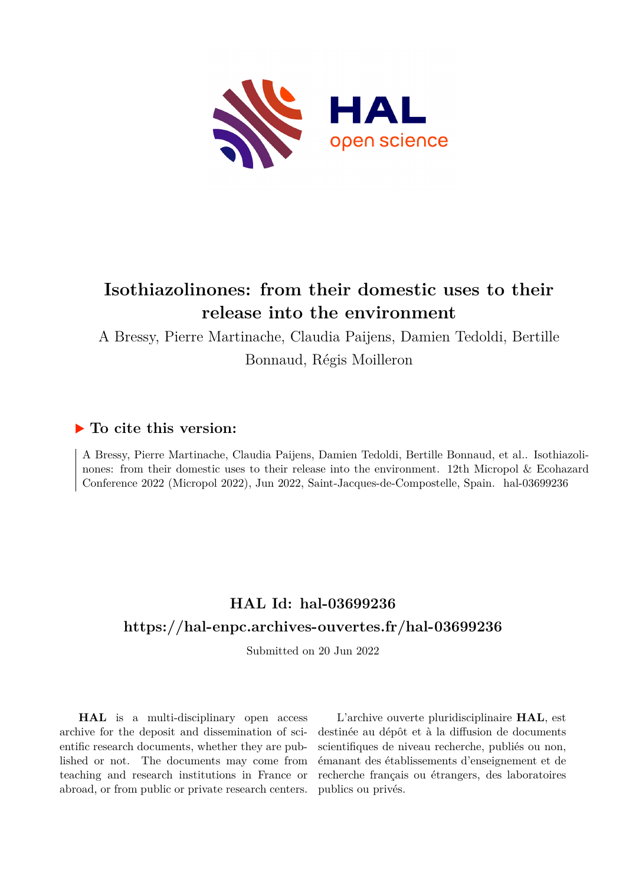# Isothiazolinones: from their domestic uses to their release into the environment

A Bressy, Pierre Martinache, Claudia Paijens, Damien Tedoldi, Bertille Bonnaud, Régis Moilleron

## To cite this version:

A Bressy, Pierre Martinache, Claudia Paijens, Damien Tedoldi, Bertille Bonnaud, et al.. Isothiazolinones: from their domestic uses to their release into the environment. 12th Micropol & Ecohazard Conference 2022 (Micropol 2022), Jun 2022, Saint-Jacques-de-Compostelle, Spain. hal-03699236

## HAL Id: hal-03699236

## https://hal-enpc.archives-ouvertes.fr/hal-03699236

Submitted on 20 Jun 2022

**HAL** is a multi-disciplinary open access archive for the deposit and dissemination of scientific research documents, whether they are published or not. The documents may come from teaching and research institutions in France or abroad, or from public or private research centers.

L'archive ouverte pluridisciplinaire **HAL**, est destinée au dépôt et à la diffusion de documents scientifiques de niveau recherche, publiés ou non, émanant des établissements d'enseignement et de recherche français ou étrangers, des laboratoires publics ou privés.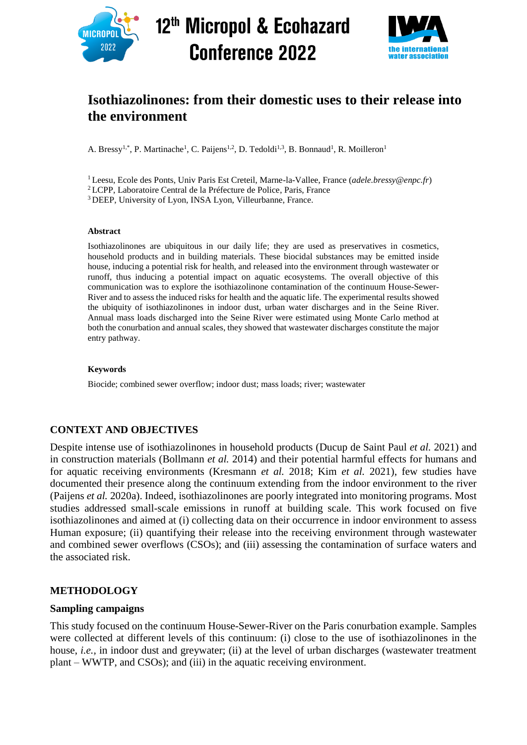# Isothiazolinones: from their domestic uses to their release into the environment

A. Bressy[1,*], P. Martinache[1], C. Paijens[1,2], D. Tedoldi[1,3], B. Bonnaud[1], R. Moilleron[1]

[1] Leesu, Ecole des Ponts, Univ Paris Est Creteil, Marne-la-Vallee, France (*adele.bressy@enpc.fr*)
[2] LCPP, Laboratoire Central de la Préfecture de Police, Paris, France
[3] DEEP, University of Lyon, INSA Lyon, Villeurbanne, France.

#### Abstract

Isothiazolinones are ubiquitous in our daily life; they are used as preservatives in cosmetics, household products and in building materials. These biocidal substances may be emitted inside house, inducing a potential risk for health, and released into the environment through wastewater or runoff, thus inducing a potential impact on aquatic ecosystems. The overall objective of this communication was to explore the isothiazolinone contamination of the continuum House-Sewer-River and to assess the induced risks for health and the aquatic life. The experimental results showed the ubiquity of isothiazolinones in indoor dust, urban water discharges and in the Seine River. Annual mass loads discharged into the Seine River were estimated using Monte Carlo method at both the conurbation and annual scales, they showed that wastewater discharges constitute the major entry pathway.

#### Keywords

Biocide; combined sewer overflow; indoor dust; mass loads; river; wastewater

## CONTEXT AND OBJECTIVES

Despite intense use of isothiazolinones in household products (Ducup de Saint Paul *et al.* 2021) and in construction materials (Bollmann *et al.* 2014) and their potential harmful effects for humans and for aquatic receiving environments (Kresmann *et al.* 2018; Kim *et al.* 2021), few studies have documented their presence along the continuum extending from the indoor environment to the river (Paijens *et al.* 2020a). Indeed, isothiazolinones are poorly integrated into monitoring programs. Most studies addressed small-scale emissions in runoff at building scale. This work focused on five isothiazolinones and aimed at (i) collecting data on their occurrence in indoor environment to assess Human exposure; (ii) quantifying their release into the receiving environment through wastewater and combined sewer overflows (CSOs); and (iii) assessing the contamination of surface waters and the associated risk.

## METHODOLOGY

### Sampling campaigns

This study focused on the continuum House-Sewer-River on the Paris conurbation example. Samples were collected at different levels of this continuum: (i) close to the use of isothiazolinones in the house, *i.e.*, in indoor dust and greywater; (ii) at the level of urban discharges (wastewater treatment plant – WWTP, and CSOs); and (iii) in the aquatic receiving environment.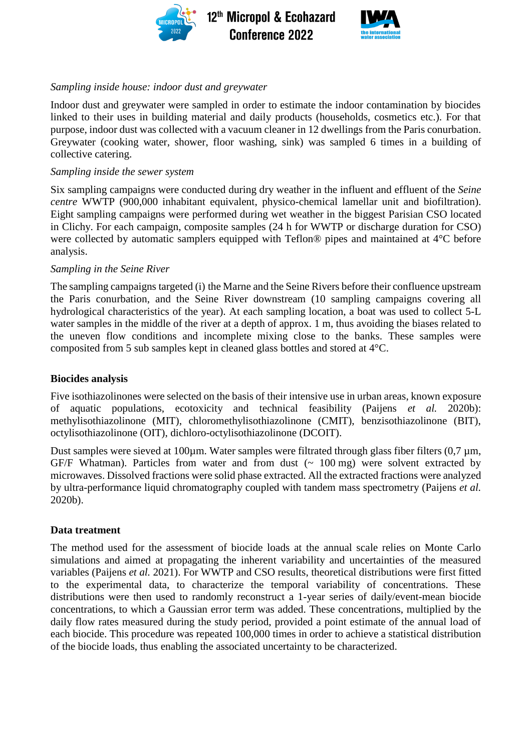*Sampling inside house: indoor dust and greywater*

Indoor dust and greywater were sampled in order to estimate the indoor contamination by biocides linked to their uses in building material and daily products (households, cosmetics etc.). For that purpose, indoor dust was collected with a vacuum cleaner in 12 dwellings from the Paris conurbation. Greywater (cooking water, shower, floor washing, sink) was sampled 6 times in a building of collective catering.

*Sampling inside the sewer system*

Six sampling campaigns were conducted during dry weather in the influent and effluent of the *Seine centre* WWTP (900,000 inhabitant equivalent, physico-chemical lamellar unit and biofiltration). Eight sampling campaigns were performed during wet weather in the biggest Parisian CSO located in Clichy. For each campaign, composite samples (24 h for WWTP or discharge duration for CSO) were collected by automatic samplers equipped with Teflon® pipes and maintained at 4°C before analysis.

*Sampling in the Seine River*

The sampling campaigns targeted (i) the Marne and the Seine Rivers before their confluence upstream the Paris conurbation, and the Seine River downstream (10 sampling campaigns covering all hydrological characteristics of the year). At each sampling location, a boat was used to collect 5-L water samples in the middle of the river at a depth of approx. 1 m, thus avoiding the biases related to the uneven flow conditions and incomplete mixing close to the banks. These samples were composited from 5 sub samples kept in cleaned glass bottles and stored at 4°C.

**Biocides analysis**

Five isothiazolinones were selected on the basis of their intensive use in urban areas, known exposure of aquatic populations, ecotoxicity and technical feasibility (Paijens *et al.* 2020b): methylisothiazolinone (MIT), chloromethylisothiazolinone (CMIT), benzisothiazolinone (BIT), octylisothiazolinone (OIT), dichloro-octylisothiazolinone (DCOIT).

Dust samples were sieved at 100µm. Water samples were filtrated through glass fiber filters (0,7 µm, GF/F Whatman). Particles from water and from dust (~ 100 mg) were solvent extracted by microwaves. Dissolved fractions were solid phase extracted. All the extracted fractions were analyzed by ultra-performance liquid chromatography coupled with tandem mass spectrometry (Paijens *et al.* 2020b).

**Data treatment**

The method used for the assessment of biocide loads at the annual scale relies on Monte Carlo simulations and aimed at propagating the inherent variability and uncertainties of the measured variables (Paijens *et al.* 2021). For WWTP and CSO results, theoretical distributions were first fitted to the experimental data, to characterize the temporal variability of concentrations. These distributions were then used to randomly reconstruct a 1-year series of daily/event-mean biocide concentrations, to which a Gaussian error term was added. These concentrations, multiplied by the daily flow rates measured during the study period, provided a point estimate of the annual load of each biocide. This procedure was repeated 100,000 times in order to achieve a statistical distribution of the biocide loads, thus enabling the associated uncertainty to be characterized.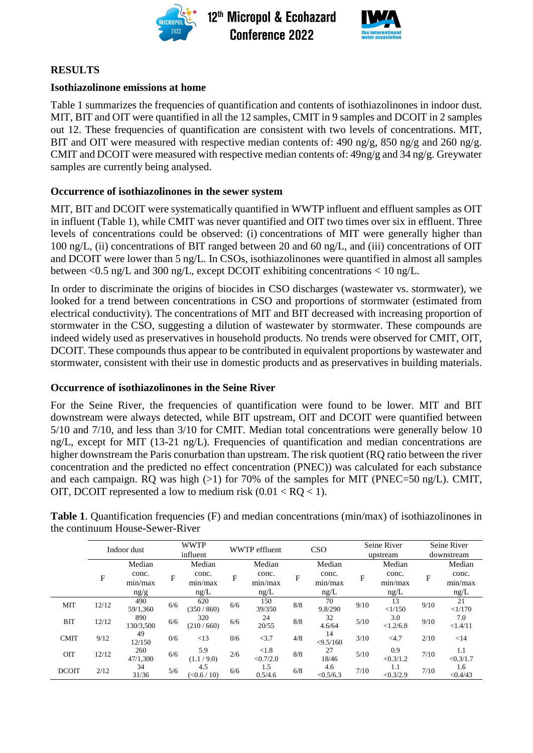## RESULTS

### Isothiazolinone emissions at home

Table 1 summarizes the frequencies of quantification and contents of isothiazolinones in indoor dust. MIT, BIT and OIT were quantified in all the 12 samples, CMIT in 9 samples and DCOIT in 2 samples out 12. These frequencies of quantification are consistent with two levels of concentrations. MIT, BIT and OIT were measured with respective median contents of: 490 ng/g, 850 ng/g and 260 ng/g. CMIT and DCOIT were measured with respective median contents of: 49ng/g and 34 ng/g. Greywater samples are currently being analysed.

### Occurrence of isothiazolinones in the sewer system

MIT, BIT and DCOIT were systematically quantified in WWTP influent and effluent samples as OIT in influent (Table 1), while CMIT was never quantified and OIT two times over six in effluent. Three levels of concentrations could be observed: (i) concentrations of MIT were generally higher than 100 ng/L, (ii) concentrations of BIT ranged between 20 and 60 ng/L, and (iii) concentrations of OIT and DCOIT were lower than 5 ng/L. In CSOs, isothiazolinones were quantified in almost all samples between <0.5 ng/L and 300 ng/L, except DCOIT exhibiting concentrations < 10 ng/L.

In order to discriminate the origins of biocides in CSO discharges (wastewater vs. stormwater), we looked for a trend between concentrations in CSO and proportions of stormwater (estimated from electrical conductivity). The concentrations of MIT and BIT decreased with increasing proportion of stormwater in the CSO, suggesting a dilution of wastewater by stormwater. These compounds are indeed widely used as preservatives in household products. No trends were observed for CMIT, OIT, DCOIT. These compounds thus appear to be contributed in equivalent proportions by wastewater and stormwater, consistent with their use in domestic products and as preservatives in building materials.

### Occurrence of isothiazolinones in the Seine River

For the Seine River, the frequencies of quantification were found to be lower. MIT and BIT downstream were always detected, while BIT upstream, OIT and DCOIT were quantified between 5/10 and 7/10, and less than 3/10 for CMIT. Median total concentrations were generally below 10 ng/L, except for MIT (13-21 ng/L). Frequencies of quantification and median concentrations are higher downstream the Paris conurbation than upstream. The risk quotient (RQ ratio between the river concentration and the predicted no effect concentration (PNEC)) was calculated for each substance and each campaign. RQ was high (>1) for 70% of the samples for MIT (PNEC=50 ng/L). CMIT, OIT, DCOIT represented a low to medium risk (0.01 < RQ < 1).

**Table 1**. Quantification frequencies (F) and median concentrations (min/max) of isothiazolinones in the continuum House-Sewer-River

| | Indoor dust | | WWTP influent | | WWTP effluent | | CSO | | Seine River upstream | | Seine River downstream | |
|---|---|---|---|---|---|---|---|---|---|---|---|---|
| | F | Median conc. min/max ng/g | F | Median conc. min/max ng/L | F | Median conc. min/max ng/L | F | Median conc. min/max ng/L | F | Median conc. min/max ng/L | F | Median conc. min/max ng/L |
| MIT | 12/12 | 490 59/1,360 | 6/6 | 620 (350 / 860) | 6/6 | 150 39/350 | 8/8 | 70 9.8/290 | 9/10 | 13 <1/150 | 9/10 | 21 <1/170 |
| BIT | 12/12 | 890 130/3,500 | 6/6 | 320 (210 / 660) | 6/6 | 24 20/55 | 8/8 | 32 4.6/64 | 5/10 | 3.0 <1.2/6.8 | 9/10 | 7.0 <1.4/11 |
| CMIT | 9/12 | 49 12/150 | 0/6 | <13 | 0/6 | <3.7 | 4/8 | 14 <9.5/160 | 3/10 | <4.7 | 2/10 | <14 |
| OIT | 12/12 | 260 47/1,300 | 6/6 | 5.9 (1.1 / 9.0) | 2/6 | <1.8 <0.7/2.0 | 8/8 | 27 18/46 | 5/10 | 0.9 <0.3/1.2 | 7/10 | 1.1 <0.3/1.7 |
| DCOIT | 2/12 | 34 31/36 | 5/6 | 4.5 (<0.6 / 10) | 6/6 | 1.5 0.5/4.6 | 6/8 | 4.6 <0.5/6.3 | 7/10 | 1.1 <0.3/2.9 | 7/10 | 1.6 <0.4/43 |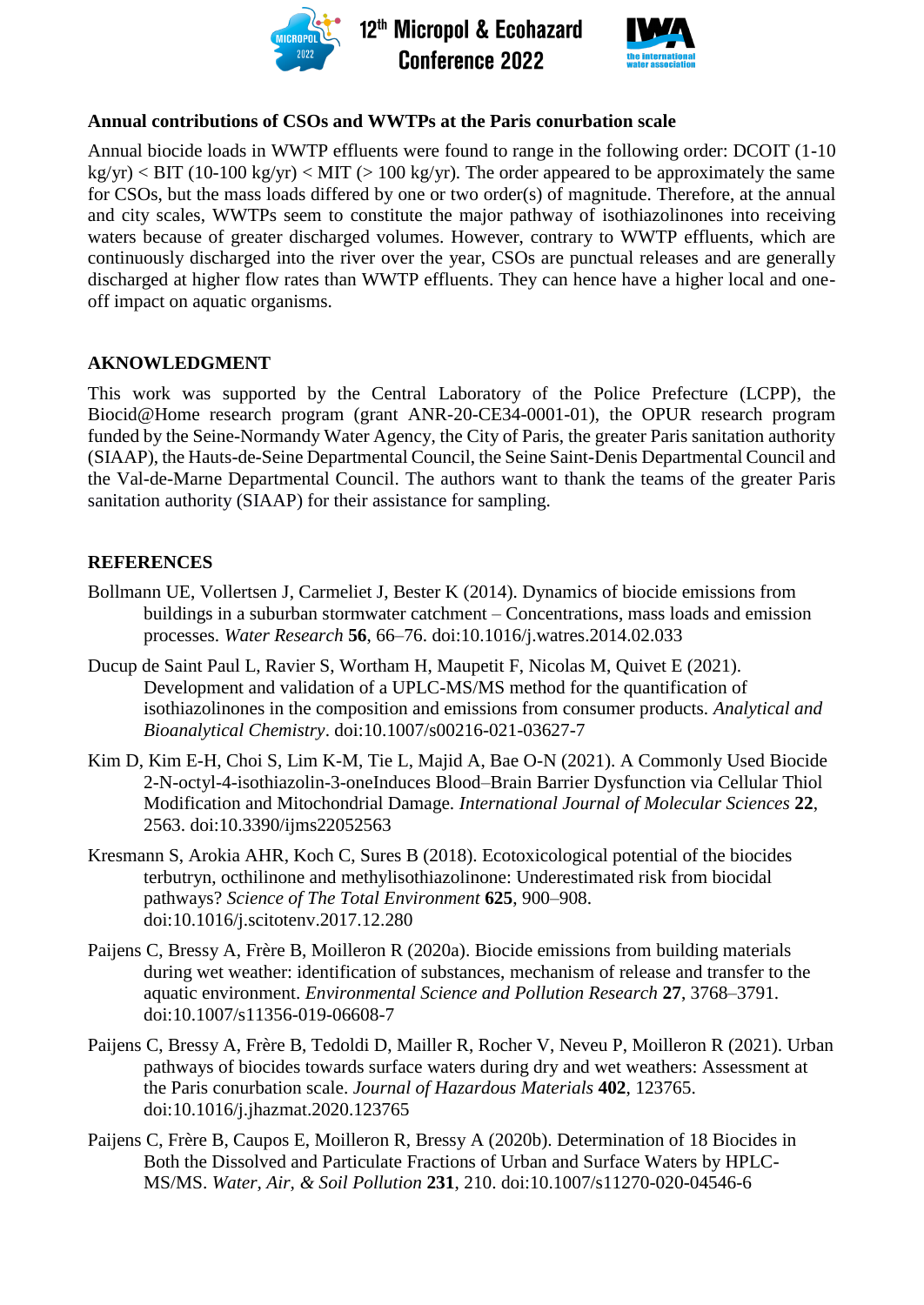## Annual contributions of CSOs and WWTPs at the Paris conurbation scale

Annual biocide loads in WWTP effluents were found to range in the following order: DCOIT (1-10 kg/yr) < BIT (10-100 kg/yr) < MIT (> 100 kg/yr). The order appeared to be approximately the same for CSOs, but the mass loads differed by one or two order(s) of magnitude. Therefore, at the annual and city scales, WWTPs seem to constitute the major pathway of isothiazolinones into receiving waters because of greater discharged volumes. However, contrary to WWTP effluents, which are continuously discharged into the river over the year, CSOs are punctual releases and are generally discharged at higher flow rates than WWTP effluents. They can hence have a higher local and one-off impact on aquatic organisms.

## AKNOWLEDGMENT

This work was supported by the Central Laboratory of the Police Prefecture (LCPP), the Biocid@Home research program (grant ANR-20-CE34-0001-01), the OPUR research program funded by the Seine-Normandy Water Agency, the City of Paris, the greater Paris sanitation authority (SIAAP), the Hauts-de-Seine Departmental Council, the Seine Saint-Denis Departmental Council and the Val-de-Marne Departmental Council. The authors want to thank the teams of the greater Paris sanitation authority (SIAAP) for their assistance for sampling.

## REFERENCES

Bollmann UE, Vollertsen J, Carmeliet J, Bester K (2014). Dynamics of biocide emissions from buildings in a suburban stormwater catchment – Concentrations, mass loads and emission processes. *Water Research* **56**, 66–76. doi:10.1016/j.watres.2014.02.033

Ducup de Saint Paul L, Ravier S, Wortham H, Maupetit F, Nicolas M, Quivet E (2021). Development and validation of a UPLC-MS/MS method for the quantification of isothiazolinones in the composition and emissions from consumer products. *Analytical and Bioanalytical Chemistry*. doi:10.1007/s00216-021-03627-7

Kim D, Kim E-H, Choi S, Lim K-M, Tie L, Majid A, Bae O-N (2021). A Commonly Used Biocide 2-N-octyl-4-isothiazolin-3-oneInduces Blood–Brain Barrier Dysfunction via Cellular Thiol Modification and Mitochondrial Damage. *International Journal of Molecular Sciences* **22**, 2563. doi:10.3390/ijms22052563

Kresmann S, Arokia AHR, Koch C, Sures B (2018). Ecotoxicological potential of the biocides terbutryn, octhilinone and methylisothiazolinone: Underestimated risk from biocidal pathways? *Science of The Total Environment* **625**, 900–908. doi:10.1016/j.scitotenv.2017.12.280

Paijens C, Bressy A, Frère B, Moilleron R (2020a). Biocide emissions from building materials during wet weather: identification of substances, mechanism of release and transfer to the aquatic environment. *Environmental Science and Pollution Research* **27**, 3768–3791. doi:10.1007/s11356-019-06608-7

Paijens C, Bressy A, Frère B, Tedoldi D, Mailler R, Rocher V, Neveu P, Moilleron R (2021). Urban pathways of biocides towards surface waters during dry and wet weathers: Assessment at the Paris conurbation scale. *Journal of Hazardous Materials* **402**, 123765. doi:10.1016/j.jhazmat.2020.123765

Paijens C, Frère B, Caupos E, Moilleron R, Bressy A (2020b). Determination of 18 Biocides in Both the Dissolved and Particulate Fractions of Urban and Surface Waters by HPLC-MS/MS. *Water, Air, & Soil Pollution* **231**, 210. doi:10.1007/s11270-020-04546-6